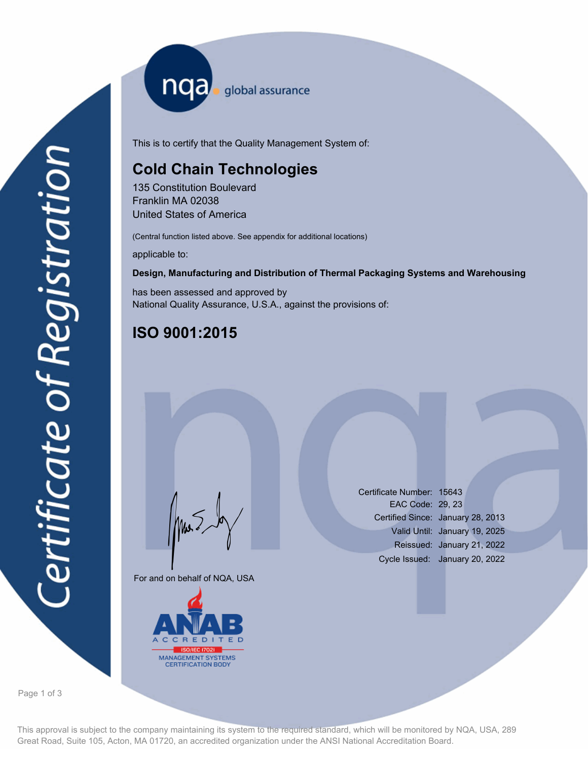# Certificate of Registration

nqa global assurance

This is to certify that the Quality Management System of:

## Cold Chain Technologies

135 Constitution Boulevard
Franklin MA 02038
United States of America

(Central function listed above. See appendix for additional locations)

applicable to:

**Design, Manufacturing and Distribution of Thermal Packaging Systems and Warehousing**

has been assessed and approved by
National Quality Assurance, U.S.A., against the provisions of:

## ISO 9001:2015

For and on behalf of NQA, USA

| | |
|---|---|
| Certificate Number: | 15643 |
| EAC Code: | 29, 23 |
| Certified Since: | January 28, 2013 |
| Valid Until: | January 19, 2025 |
| Reissued: | January 21, 2022 |
| Cycle Issued: | January 20, 2022 |

ANAB ACCREDITED ISO/IEC 17021 MANAGEMENT SYSTEMS CERTIFICATION BODY

This approval is subject to the company maintaining its system to the required standard, which will be monitored by NQA, USA, 289 Great Road, Suite 105, Acton, MA 01720, an accredited organization under the ANSI National Accreditation Board.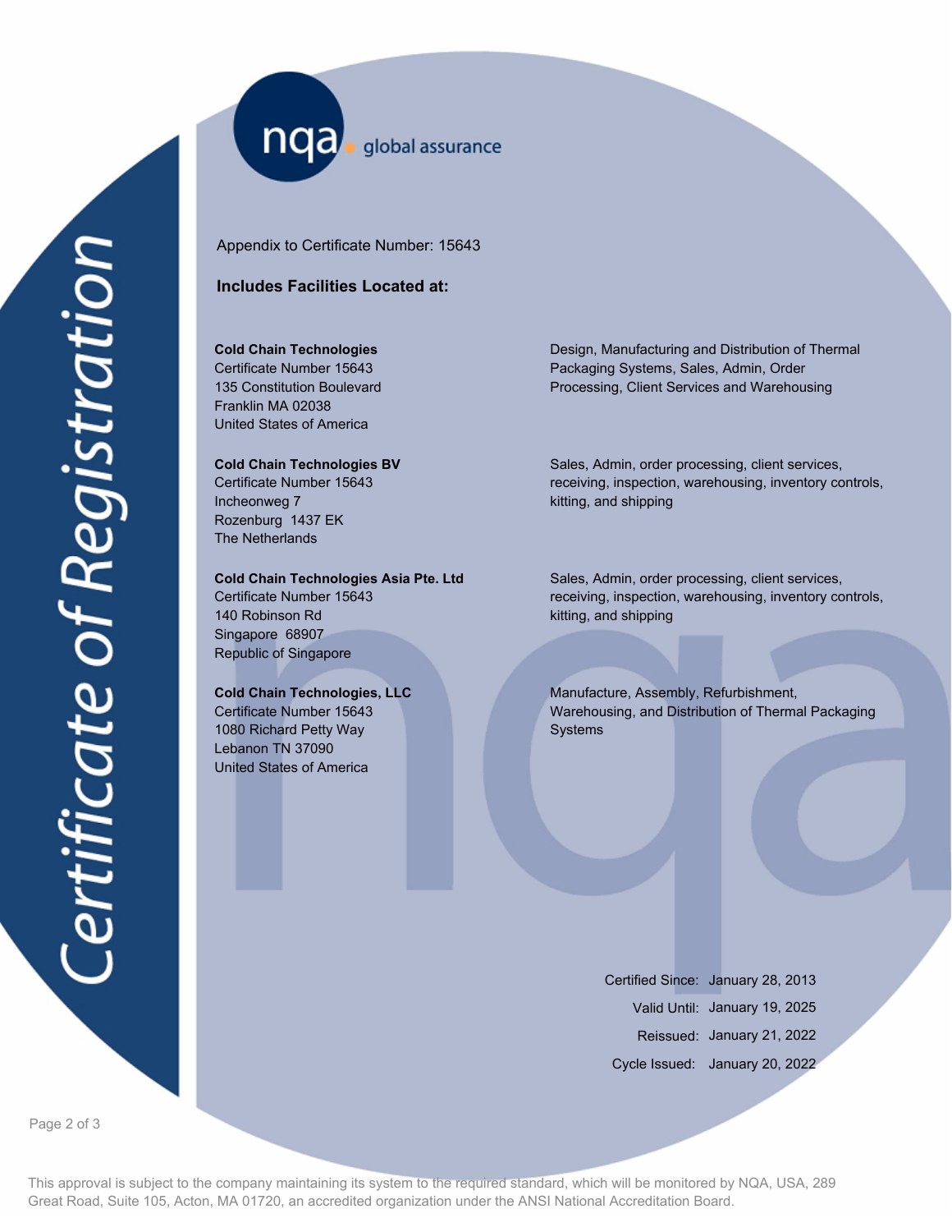Certificate of Registration

nqa global assurance

Appendix to Certificate Number: 15643

## Includes Facilities Located at:

| Facility | Scope |
| --- | --- |
| **Cold Chain Technologies**<br>Certificate Number 15643<br>135 Constitution Boulevard<br>Franklin MA 02038<br>United States of America | Design, Manufacturing and Distribution of Thermal Packaging Systems, Sales, Admin, Order Processing, Client Services and Warehousing |
| **Cold Chain Technologies BV**<br>Certificate Number 15643<br>Incheonweg 7<br>Rozenburg 1437 EK<br>The Netherlands | Sales, Admin, order processing, client services, receiving, inspection, warehousing, inventory controls, kitting, and shipping |
| **Cold Chain Technologies Asia Pte. Ltd**<br>Certificate Number 15643<br>140 Robinson Rd<br>Singapore 68907<br>Republic of Singapore | Sales, Admin, order processing, client services, receiving, inspection, warehousing, inventory controls, kitting, and shipping |
| **Cold Chain Technologies, LLC**<br>Certificate Number 15643<br>1080 Richard Petty Way<br>Lebanon TN 37090<br>United States of America | Manufacture, Assembly, Refurbishment, Warehousing, and Distribution of Thermal Packaging Systems |

Certified Since: January 28, 2013
Valid Until: January 19, 2025
Reissued: January 21, 2022
Cycle Issued: January 20, 2022

This approval is subject to the company maintaining its system to the required standard, which will be monitored by NQA, USA, 289 Great Road, Suite 105, Acton, MA 01720, an accredited organization under the ANSI National Accreditation Board.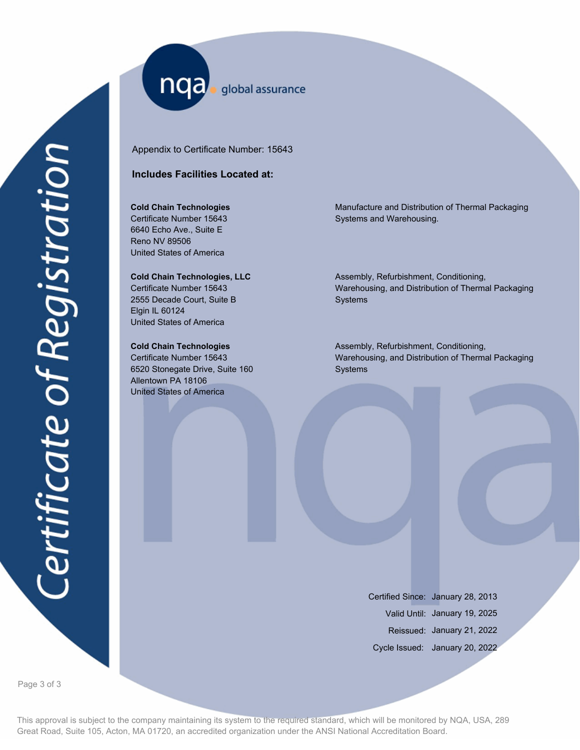nqa global assurance

Certificate of Registration

Appendix to Certificate Number: 15643

**Includes Facilities Located at:**

| | |
|---|---|
| **Cold Chain Technologies**<br>Certificate Number 15643<br>6640 Echo Ave., Suite E<br>Reno NV 89506<br>United States of America | Manufacture and Distribution of Thermal Packaging Systems and Warehousing. |
| **Cold Chain Technologies, LLC**<br>Certificate Number 15643<br>2555 Decade Court, Suite B<br>Elgin IL 60124<br>United States of America | Assembly, Refurbishment, Conditioning, Warehousing, and Distribution of Thermal Packaging Systems |
| **Cold Chain Technologies**<br>Certificate Number 15643<br>6520 Stonegate Drive, Suite 160<br>Allentown PA 18106<br>United States of America | Assembly, Refurbishment, Conditioning, Warehousing, and Distribution of Thermal Packaging Systems |

Certified Since: January 28, 2013
Valid Until: January 19, 2025
Reissued: January 21, 2022
Cycle Issued: January 20, 2022

This approval is subject to the company maintaining its system to the required standard, which will be monitored by NQA, USA, 289 Great Road, Suite 105, Acton, MA 01720, an accredited organization under the ANSI National Accreditation Board.